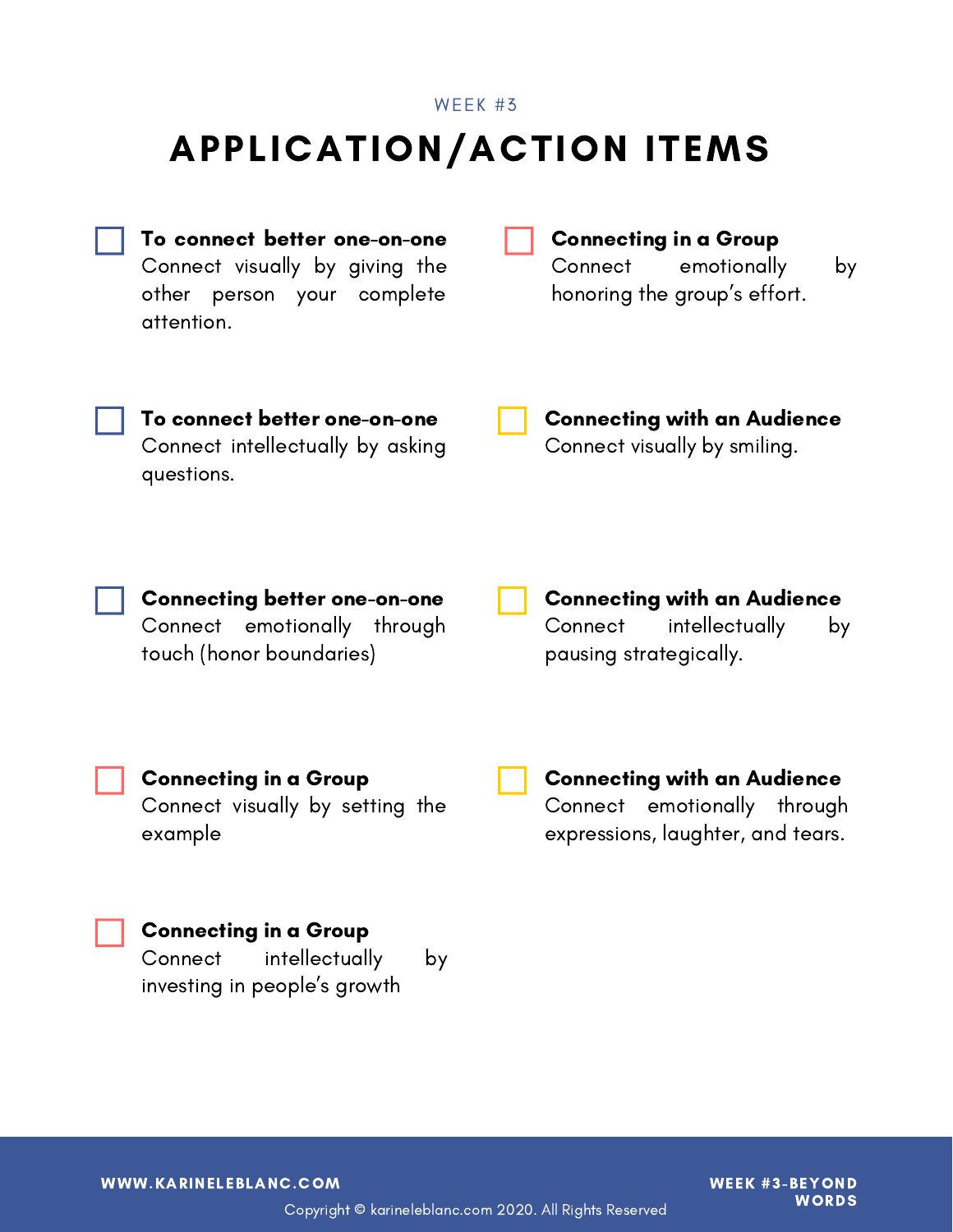WEEK #3

# APPLICATION/ACTION ITEMS

- [ ] **To connect better one-on-one**
  Connect visually by giving the other person your complete attention.

- [ ] **To connect better one-on-one**
  Connect intellectually by asking questions.

- [ ] **Connecting better one-on-one**
  Connect emotionally through touch (honor boundaries)

- [ ] **Connecting in a Group**
  Connect visually by setting the example

- [ ] **Connecting in a Group**
  Connect intellectually by investing in people's growth

- [ ] **Connecting in a Group**
  Connect emotionally by honoring the group's effort.

- [ ] **Connecting with an Audience**
  Connect visually by smiling.

- [ ] **Connecting with an Audience**
  Connect intellectually by pausing strategically.

- [ ] **Connecting with an Audience**
  Connect emotionally through expressions, laughter, and tears.

WWW.KARINELEBLANC.COM

Copyright © karineleblanc.com 2020. All Rights Reserved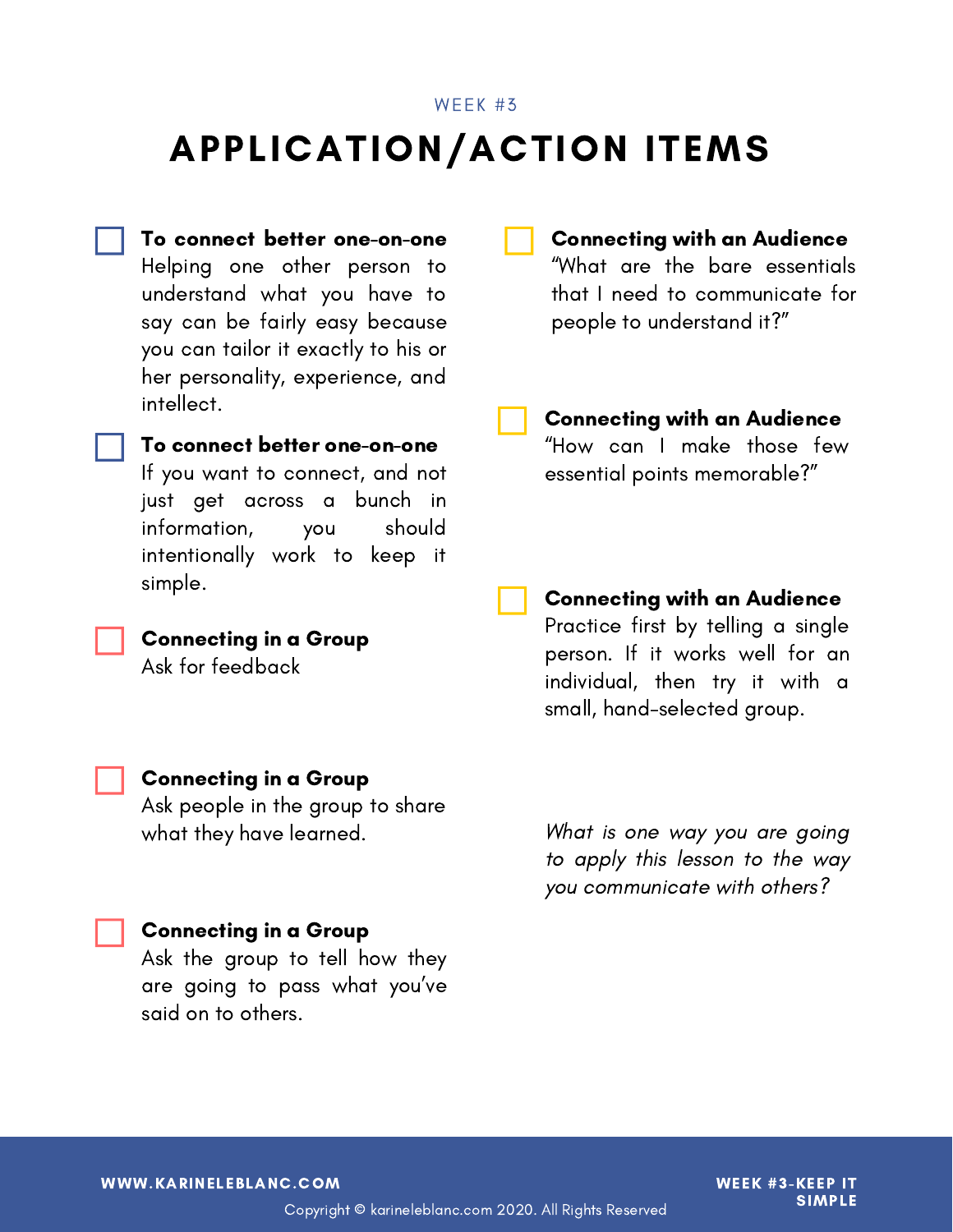WEEK #3

# APPLICATION/ACTION ITEMS

- [ ] **To connect better one-on-one**
  Helping one other person to understand what you have to say can be fairly easy because you can tailor it exactly to his or her personality, experience, and intellect.

- [ ] **To connect better one-on-one**
  If you want to connect, and not just get across a bunch in information, you should intentionally work to keep it simple.

- [ ] **Connecting in a Group**
  Ask for feedback

- [ ] **Connecting in a Group**
  Ask people in the group to share what they have learned.

- [ ] **Connecting in a Group**
  Ask the group to tell how they are going to pass what you've said on to others.

- [ ] **Connecting with an Audience**
  "What are the bare essentials that I need to communicate for people to understand it?"

- [ ] **Connecting with an Audience**
  "How can I make those few essential points memorable?"

- [ ] **Connecting with an Audience**
  Practice first by telling a single person. If it works well for an individual, then try it with a small, hand-selected group.

*What is one way you are going to apply this lesson to the way you communicate with others?*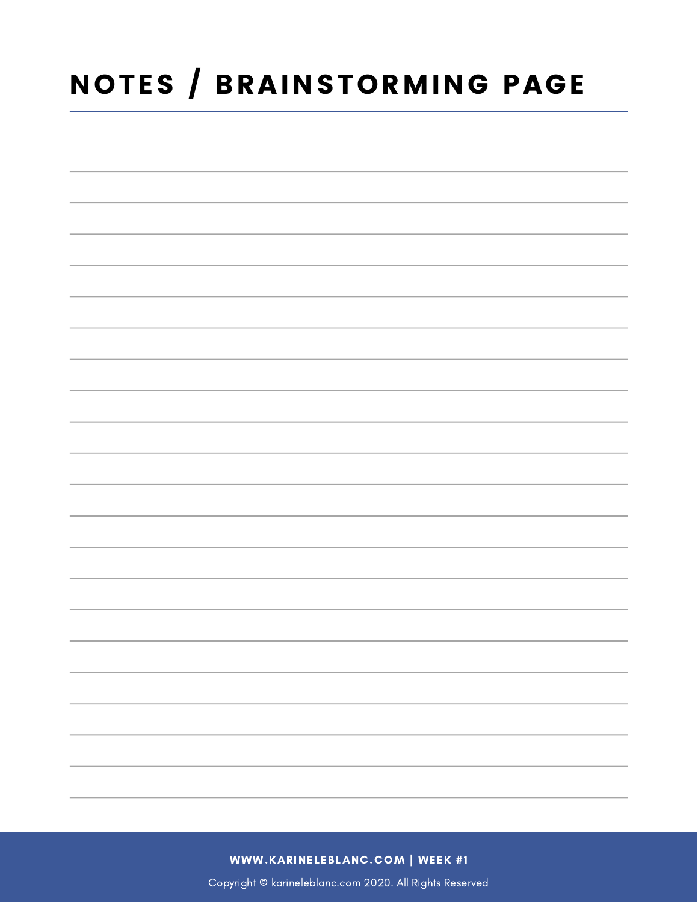# NOTES / BRAINSTORMING PAGE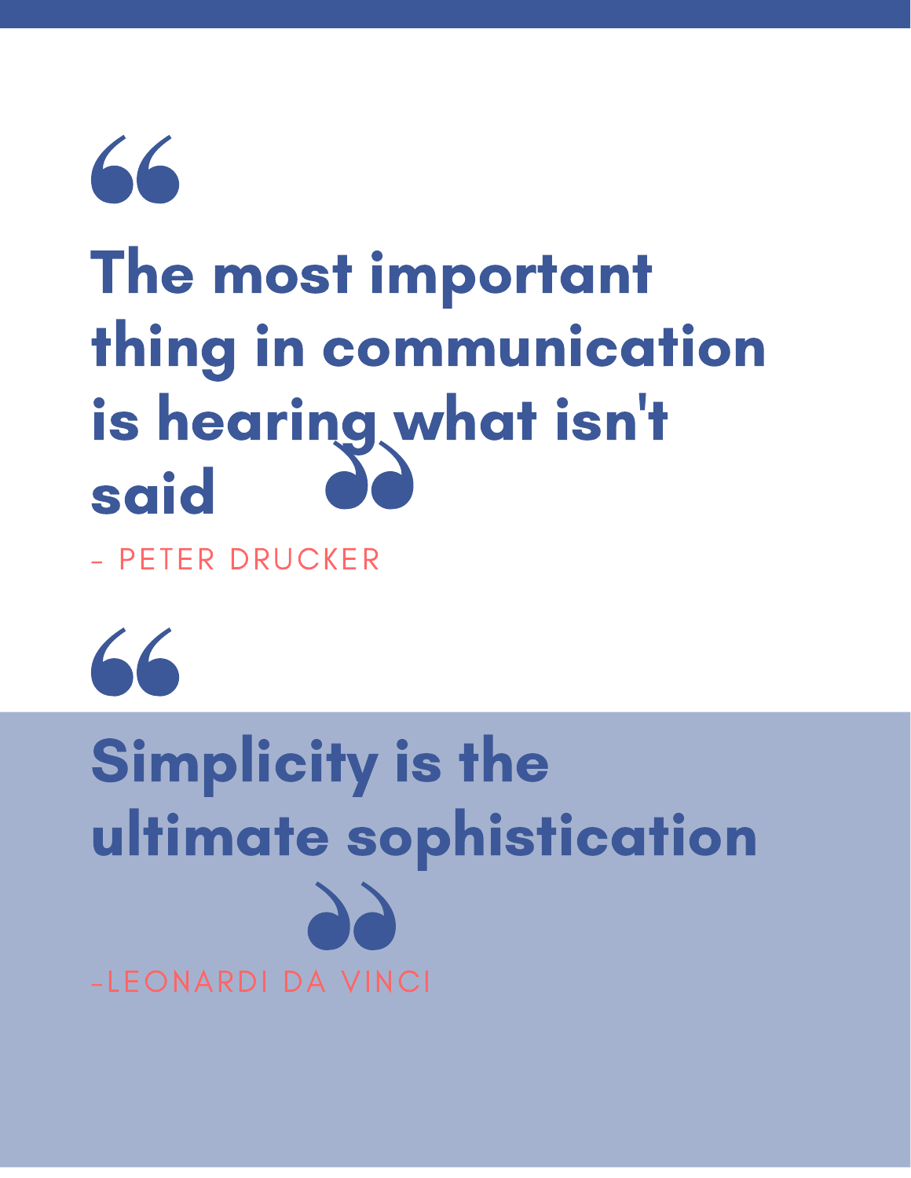> **The most important thing in communication is hearing what isn't said**

– PETER DRUCKER

> **Simplicity is the ultimate sophistication**

–LEONARDI DA VINCI